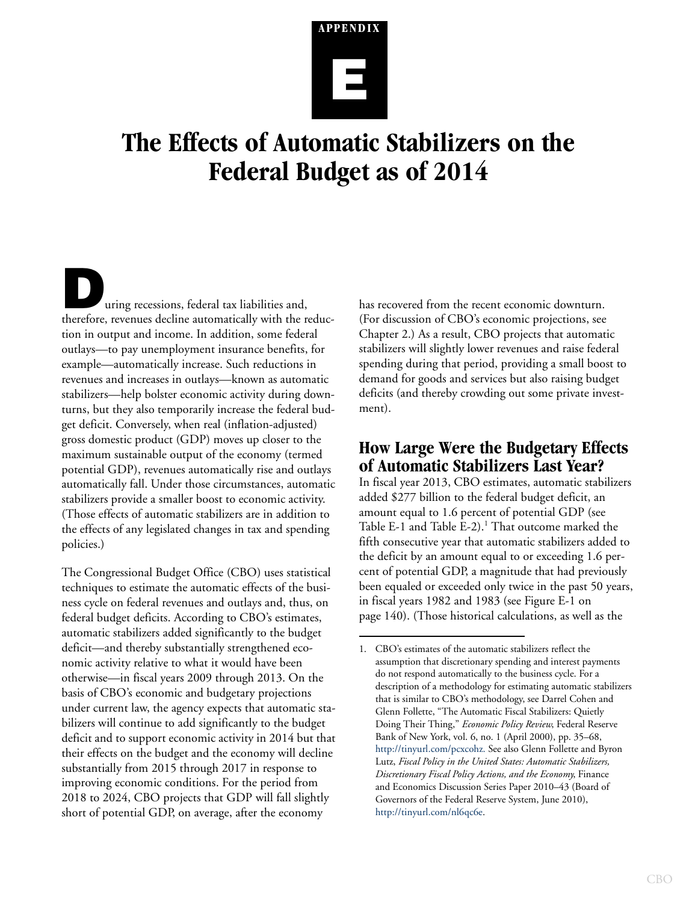APPENDIX

# E

# The Effects of Automatic Stabilizers on the Federal Budget as of 2014

During recessions, federal tax liabilities and, therefore, revenues decline automatically with the reduction in output and income. In addition, some federal outlays—to pay unemployment insurance benefits, for example—automatically increase. Such reductions in revenues and increases in outlays—known as automatic stabilizers—help bolster economic activity during downturns, but they also temporarily increase the federal budget deficit. Conversely, when real (inflation-adjusted) gross domestic product (GDP) moves up closer to the maximum sustainable output of the economy (termed potential GDP), revenues automatically rise and outlays automatically fall. Under those circumstances, automatic stabilizers provide a smaller boost to economic activity. (Those effects of automatic stabilizers are in addition to the effects of any legislated changes in tax and spending policies.)

The Congressional Budget Office (CBO) uses statistical techniques to estimate the automatic effects of the business cycle on federal revenues and outlays and, thus, on federal budget deficits. According to CBO's estimates, automatic stabilizers added significantly to the budget deficit—and thereby substantially strengthened economic activity relative to what it would have been otherwise—in fiscal years 2009 through 2013. On the basis of CBO's economic and budgetary projections under current law, the agency expects that automatic stabilizers will continue to add significantly to the budget deficit and to support economic activity in 2014 but that their effects on the budget and the economy will decline substantially from 2015 through 2017 in response to improving economic conditions. For the period from 2018 to 2024, CBO projects that GDP will fall slightly short of potential GDP, on average, after the economy has recovered from the recent economic downturn. (For discussion of CBO's economic projections, see Chapter 2.) As a result, CBO projects that automatic stabilizers will slightly lower revenues and raise federal spending during that period, providing a small boost to demand for goods and services but also raising budget deficits (and thereby crowding out some private investment).

## How Large Were the Budgetary Effects of Automatic Stabilizers Last Year?

In fiscal year 2013, CBO estimates, automatic stabilizers added $277 billion to the federal budget deficit, an amount equal to 1.6 percent of potential GDP (see Table E-1 and Table E-2).[1] That outcome marked the fifth consecutive year that automatic stabilizers added to the deficit by an amount equal to or exceeding 1.6 percent of potential GDP, a magnitude that had previously been equaled or exceeded only twice in the past 50 years, in fiscal years 1982 and 1983 (see Figure E-1 on page 140). (Those historical calculations, as well as the

---

1. CBO's estimates of the automatic stabilizers reflect the assumption that discretionary spending and interest payments do not respond automatically to the business cycle. For a description of a methodology for estimating automatic stabilizers that is similar to CBO's methodology, see Darrel Cohen and Glenn Follette, "The Automatic Fiscal Stabilizers: Quietly Doing Their Thing," *Economic Policy Review*, Federal Reserve Bank of New York, vol. 6, no. 1 (April 2000), pp. 35–68, http://tinyurl.com/pcxcohz. See also Glenn Follette and Byron Lutz, *Fiscal Policy in the United States: Automatic Stabilizers, Discretionary Fiscal Policy Actions, and the Economy*, Finance and Economics Discussion Series Paper 2010–43 (Board of Governors of the Federal Reserve System, June 2010), http://tinyurl.com/nl6qc6e.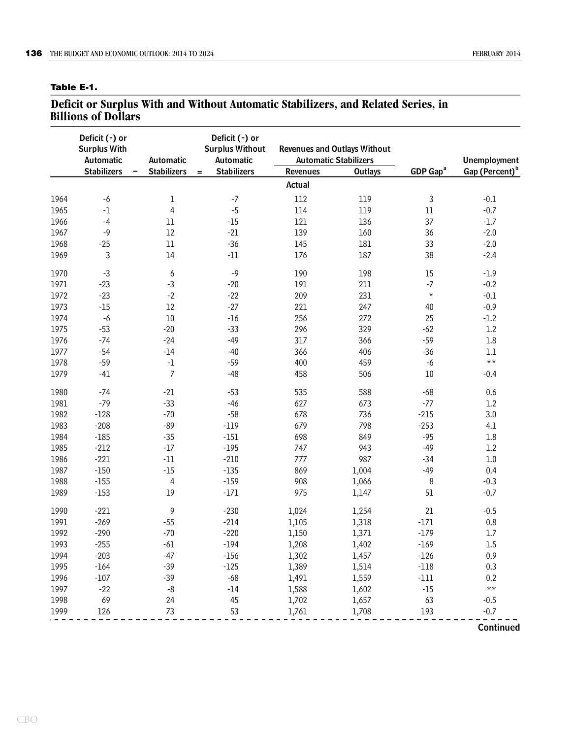**Table E-1.**

## Deficit or Surplus With and Without Automatic Stabilizers, and Related Series, in Billions of Dollars

| | Deficit (-) or Surplus With Automatic Stabilizers | − Automatic Stabilizers | = Deficit (-) or Surplus Without Automatic Stabilizers | Revenues and Outlays Without Automatic Stabilizers: Revenues | Revenues and Outlays Without Automatic Stabilizers: Outlays | GDP Gap[a] | Unemployment Gap (Percent)[b] |
|---|---|---|---|---|---|---|---|
| | | | | Actual | | | |
| 1964 | -6 | 1 | -7 | 112 | 119 | 3 | -0.1 |
| 1965 | -1 | 4 | -5 | 114 | 119 | 11 | -0.7 |
| 1966 | -4 | 11 | -15 | 121 | 136 | 37 | -1.7 |
| 1967 | -9 | 12 | -21 | 139 | 160 | 36 | -2.0 |
| 1968 | -25 | 11 | -36 | 145 | 181 | 33 | -2.0 |
| 1969 | 3 | 14 | -11 | 176 | 187 | 38 | -2.4 |
| 1970 | -3 | 6 | -9 | 190 | 198 | 15 | -1.9 |
| 1971 | -23 | -3 | -20 | 191 | 211 | -7 | -0.2 |
| 1972 | -23 | -2 | -22 | 209 | 231 | * | -0.1 |
| 1973 | -15 | 12 | -27 | 221 | 247 | 40 | -0.9 |
| 1974 | -6 | 10 | -16 | 256 | 272 | 25 | -1.2 |
| 1975 | -53 | -20 | -33 | 296 | 329 | -62 | 1.2 |
| 1976 | -74 | -24 | -49 | 317 | 366 | -59 | 1.8 |
| 1977 | -54 | -14 | -40 | 366 | 406 | -36 | 1.1 |
| 1978 | -59 | -1 | -59 | 400 | 459 | -6 | ** |
| 1979 | -41 | 7 | -48 | 458 | 506 | 10 | -0.4 |
| 1980 | -74 | -21 | -53 | 535 | 588 | -68 | 0.6 |
| 1981 | -79 | -33 | -46 | 627 | 673 | -77 | 1.2 |
| 1982 | -128 | -70 | -58 | 678 | 736 | -215 | 3.0 |
| 1983 | -208 | -89 | -119 | 679 | 798 | -253 | 4.1 |
| 1984 | -185 | -35 | -151 | 698 | 849 | -95 | 1.8 |
| 1985 | -212 | -17 | -195 | 747 | 943 | -49 | 1.2 |
| 1986 | -221 | -11 | -210 | 777 | 987 | -34 | 1.0 |
| 1987 | -150 | -15 | -135 | 869 | 1,004 | -49 | 0.4 |
| 1988 | -155 | 4 | -159 | 908 | 1,066 | 8 | -0.3 |
| 1989 | -153 | 19 | -171 | 975 | 1,147 | 51 | -0.7 |
| 1990 | -221 | 9 | -230 | 1,024 | 1,254 | 21 | -0.5 |
| 1991 | -269 | -55 | -214 | 1,105 | 1,318 | -171 | 0.8 |
| 1992 | -290 | -70 | -220 | 1,150 | 1,371 | -179 | 1.7 |
| 1993 | -255 | -61 | -194 | 1,208 | 1,402 | -169 | 1.5 |
| 1994 | -203 | -47 | -156 | 1,302 | 1,457 | -126 | 0.9 |
| 1995 | -164 | -39 | -125 | 1,389 | 1,514 | -118 | 0.3 |
| 1996 | -107 | -39 | -68 | 1,491 | 1,559 | -111 | 0.2 |
| 1997 | -22 | -8 | -14 | 1,588 | 1,602 | -15 | ** |
| 1998 | 69 | 24 | 45 | 1,702 | 1,657 | 63 | -0.5 |
| 1999 | 126 | 73 | 53 | 1,761 | 1,708 | 193 | -0.7 |

Continued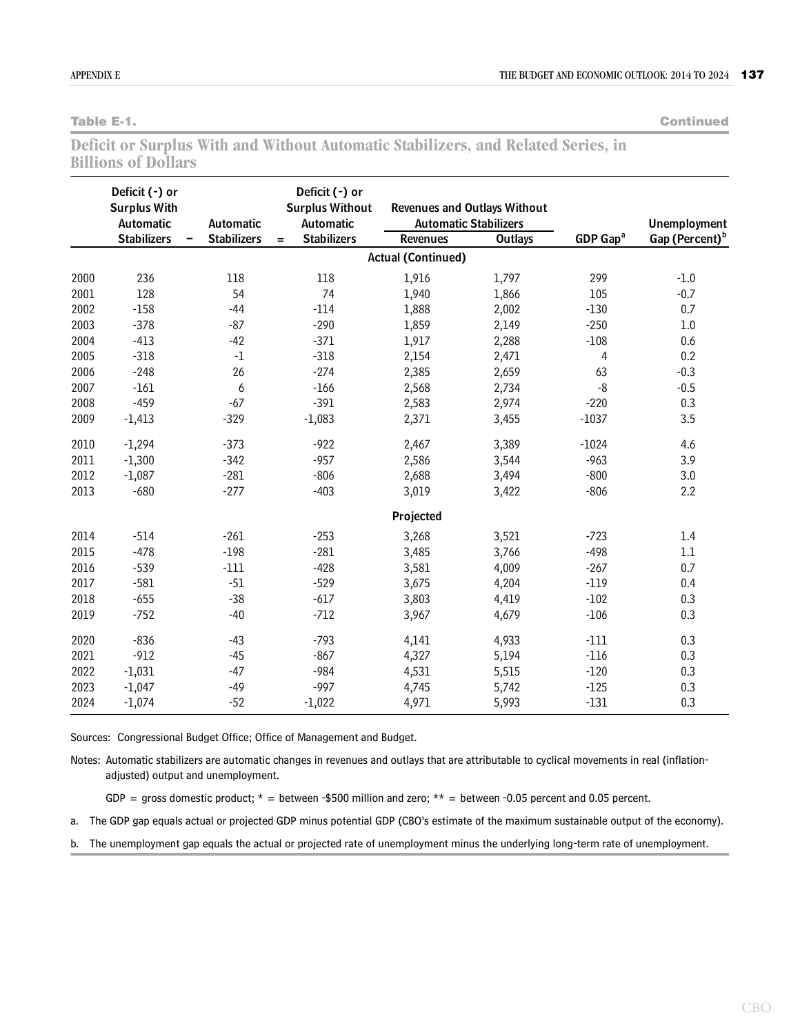**Table E-1.** **Continued**

## Deficit or Surplus With and Without Automatic Stabilizers, and Related Series, in Billions of Dollars

| | Deficit (-) or Surplus With Automatic Stabilizers | − Automatic Stabilizers | = Deficit (-) or Surplus Without Automatic Stabilizers | Revenues and Outlays Without Automatic Stabilizers: Revenues | Revenues and Outlays Without Automatic Stabilizers: Outlays | GDP Gap[a] | Unemployment Gap (Percent)[b] |
|---|---|---|---|---|---|---|---|
| | | | | **Actual (Continued)** | | | |
| 2000 | 236 | 118 | 118 | 1,916 | 1,797 | 299 | -1.0 |
| 2001 | 128 | 54 | 74 | 1,940 | 1,866 | 105 | -0.7 |
| 2002 | -158 | -44 | -114 | 1,888 | 2,002 | -130 | 0.7 |
| 2003 | -378 | -87 | -290 | 1,859 | 2,149 | -250 | 1.0 |
| 2004 | -413 | -42 | -371 | 1,917 | 2,288 | -108 | 0.6 |
| 2005 | -318 | -1 | -318 | 2,154 | 2,471 | 4 | 0.2 |
| 2006 | -248 | 26 | -274 | 2,385 | 2,659 | 63 | -0.3 |
| 2007 | -161 | 6 | -166 | 2,568 | 2,734 | -8 | -0.5 |
| 2008 | -459 | -67 | -391 | 2,583 | 2,974 | -220 | 0.3 |
| 2009 | -1,413 | -329 | -1,083 | 2,371 | 3,455 | -1037 | 3.5 |
| 2010 | -1,294 | -373 | -922 | 2,467 | 3,389 | -1024 | 4.6 |
| 2011 | -1,300 | -342 | -957 | 2,586 | 3,544 | -963 | 3.9 |
| 2012 | -1,087 | -281 | -806 | 2,688 | 3,494 | -800 | 3.0 |
| 2013 | -680 | -277 | -403 | 3,019 | 3,422 | -806 | 2.2 |
| | | | | **Projected** | | | |
| 2014 | -514 | -261 | -253 | 3,268 | 3,521 | -723 | 1.4 |
| 2015 | -478 | -198 | -281 | 3,485 | 3,766 | -498 | 1.1 |
| 2016 | -539 | -111 | -428 | 3,581 | 4,009 | -267 | 0.7 |
| 2017 | -581 | -51 | -529 | 3,675 | 4,204 | -119 | 0.4 |
| 2018 | -655 | -38 | -617 | 3,803 | 4,419 | -102 | 0.3 |
| 2019 | -752 | -40 | -712 | 3,967 | 4,679 | -106 | 0.3 |
| 2020 | -836 | -43 | -793 | 4,141 | 4,933 | -111 | 0.3 |
| 2021 | -912 | -45 | -867 | 4,327 | 5,194 | -116 | 0.3 |
| 2022 | -1,031 | -47 | -984 | 4,531 | 5,515 | -120 | 0.3 |
| 2023 | -1,047 | -49 | -997 | 4,745 | 5,742 | -125 | 0.3 |
| 2024 | -1,074 | -52 | -1,022 | 4,971 | 5,993 | -131 | 0.3 |

Sources: Congressional Budget Office; Office of Management and Budget.

Notes: Automatic stabilizers are automatic changes in revenues and outlays that are attributable to cyclical movements in real (inflation-adjusted) output and unemployment.

GDP = gross domestic product; * = between -$500 million and zero; ** = between -0.05 percent and 0.05 percent.

a. The GDP gap equals actual or projected GDP minus potential GDP (CBO's estimate of the maximum sustainable output of the economy).

b. The unemployment gap equals the actual or projected rate of unemployment minus the underlying long-term rate of unemployment.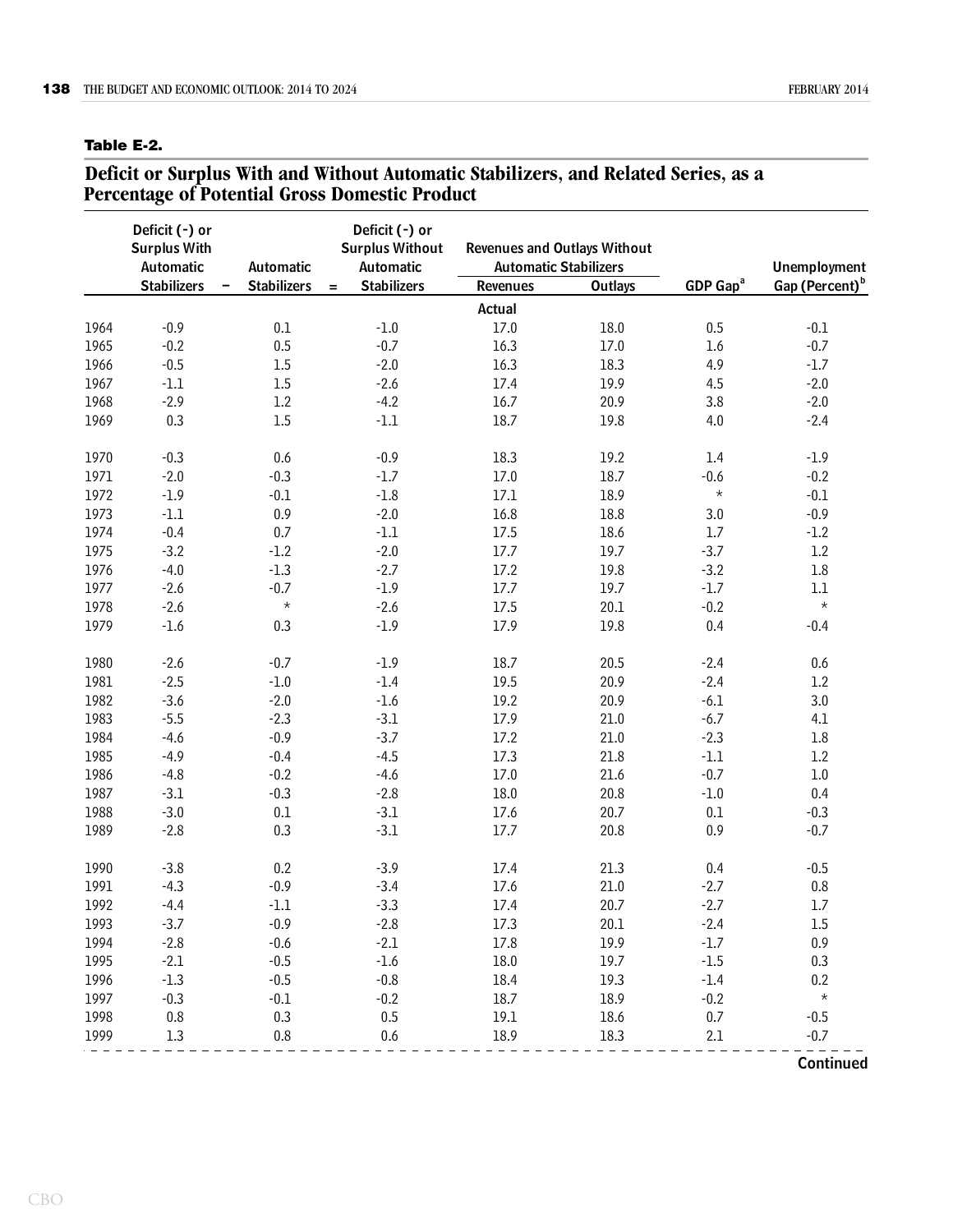**Table E-2.**

## Deficit or Surplus With and Without Automatic Stabilizers, and Related Series, as a Percentage of Potential Gross Domestic Product

| | Deficit (-) or Surplus With Automatic Stabilizers | − Automatic Stabilizers | = Deficit (-) or Surplus Without Automatic Stabilizers | Revenues and Outlays Without Automatic Stabilizers | | GDP Gap[a] | Unemployment Gap (Percent)[b] |
|---|---|---|---|---|---|---|---|
| | | | | Revenues | Outlays | | |
| | | | | **Actual** | | | |
| 1964 | -0.9 | 0.1 | -1.0 | 17.0 | 18.0 | 0.5 | -0.1 |
| 1965 | -0.2 | 0.5 | -0.7 | 16.3 | 17.0 | 1.6 | -0.7 |
| 1966 | -0.5 | 1.5 | -2.0 | 16.3 | 18.3 | 4.9 | -1.7 |
| 1967 | -1.1 | 1.5 | -2.6 | 17.4 | 19.9 | 4.5 | -2.0 |
| 1968 | -2.9 | 1.2 | -4.2 | 16.7 | 20.9 | 3.8 | -2.0 |
| 1969 | 0.3 | 1.5 | -1.1 | 18.7 | 19.8 | 4.0 | -2.4 |
| 1970 | -0.3 | 0.6 | -0.9 | 18.3 | 19.2 | 1.4 | -1.9 |
| 1971 | -2.0 | -0.3 | -1.7 | 17.0 | 18.7 | -0.6 | -0.2 |
| 1972 | -1.9 | -0.1 | -1.8 | 17.1 | 18.9 | * | -0.1 |
| 1973 | -1.1 | 0.9 | -2.0 | 16.8 | 18.8 | 3.0 | -0.9 |
| 1974 | -0.4 | 0.7 | -1.1 | 17.5 | 18.6 | 1.7 | -1.2 |
| 1975 | -3.2 | -1.2 | -2.0 | 17.7 | 19.7 | -3.7 | 1.2 |
| 1976 | -4.0 | -1.3 | -2.7 | 17.2 | 19.8 | -3.2 | 1.8 |
| 1977 | -2.6 | -0.7 | -1.9 | 17.7 | 19.7 | -1.7 | 1.1 |
| 1978 | -2.6 | * | -2.6 | 17.5 | 20.1 | -0.2 | * |
| 1979 | -1.6 | 0.3 | -1.9 | 17.9 | 19.8 | 0.4 | -0.4 |
| 1980 | -2.6 | -0.7 | -1.9 | 18.7 | 20.5 | -2.4 | 0.6 |
| 1981 | -2.5 | -1.0 | -1.4 | 19.5 | 20.9 | -2.4 | 1.2 |
| 1982 | -3.6 | -2.0 | -1.6 | 19.2 | 20.9 | -6.1 | 3.0 |
| 1983 | -5.5 | -2.3 | -3.1 | 17.9 | 21.0 | -6.7 | 4.1 |
| 1984 | -4.6 | -0.9 | -3.7 | 17.2 | 21.0 | -2.3 | 1.8 |
| 1985 | -4.9 | -0.4 | -4.5 | 17.3 | 21.8 | -1.1 | 1.2 |
| 1986 | -4.8 | -0.2 | -4.6 | 17.0 | 21.6 | -0.7 | 1.0 |
| 1987 | -3.1 | -0.3 | -2.8 | 18.0 | 20.8 | -1.0 | 0.4 |
| 1988 | -3.0 | 0.1 | -3.1 | 17.6 | 20.7 | 0.1 | -0.3 |
| 1989 | -2.8 | 0.3 | -3.1 | 17.7 | 20.8 | 0.9 | -0.7 |
| 1990 | -3.8 | 0.2 | -3.9 | 17.4 | 21.3 | 0.4 | -0.5 |
| 1991 | -4.3 | -0.9 | -3.4 | 17.6 | 21.0 | -2.7 | 0.8 |
| 1992 | -4.4 | -1.1 | -3.3 | 17.4 | 20.7 | -2.7 | 1.7 |
| 1993 | -3.7 | -0.9 | -2.8 | 17.3 | 20.1 | -2.4 | 1.5 |
| 1994 | -2.8 | -0.6 | -2.1 | 17.8 | 19.9 | -1.7 | 0.9 |
| 1995 | -2.1 | -0.5 | -1.6 | 18.0 | 19.7 | -1.5 | 0.3 |
| 1996 | -1.3 | -0.5 | -0.8 | 18.4 | 19.3 | -1.4 | 0.2 |
| 1997 | -0.3 | -0.1 | -0.2 | 18.7 | 18.9 | -0.2 | * |
| 1998 | 0.8 | 0.3 | 0.5 | 19.1 | 18.6 | 0.7 | -0.5 |
| 1999 | 1.3 | 0.8 | 0.6 | 18.9 | 18.3 | 2.1 | -0.7 |

Continued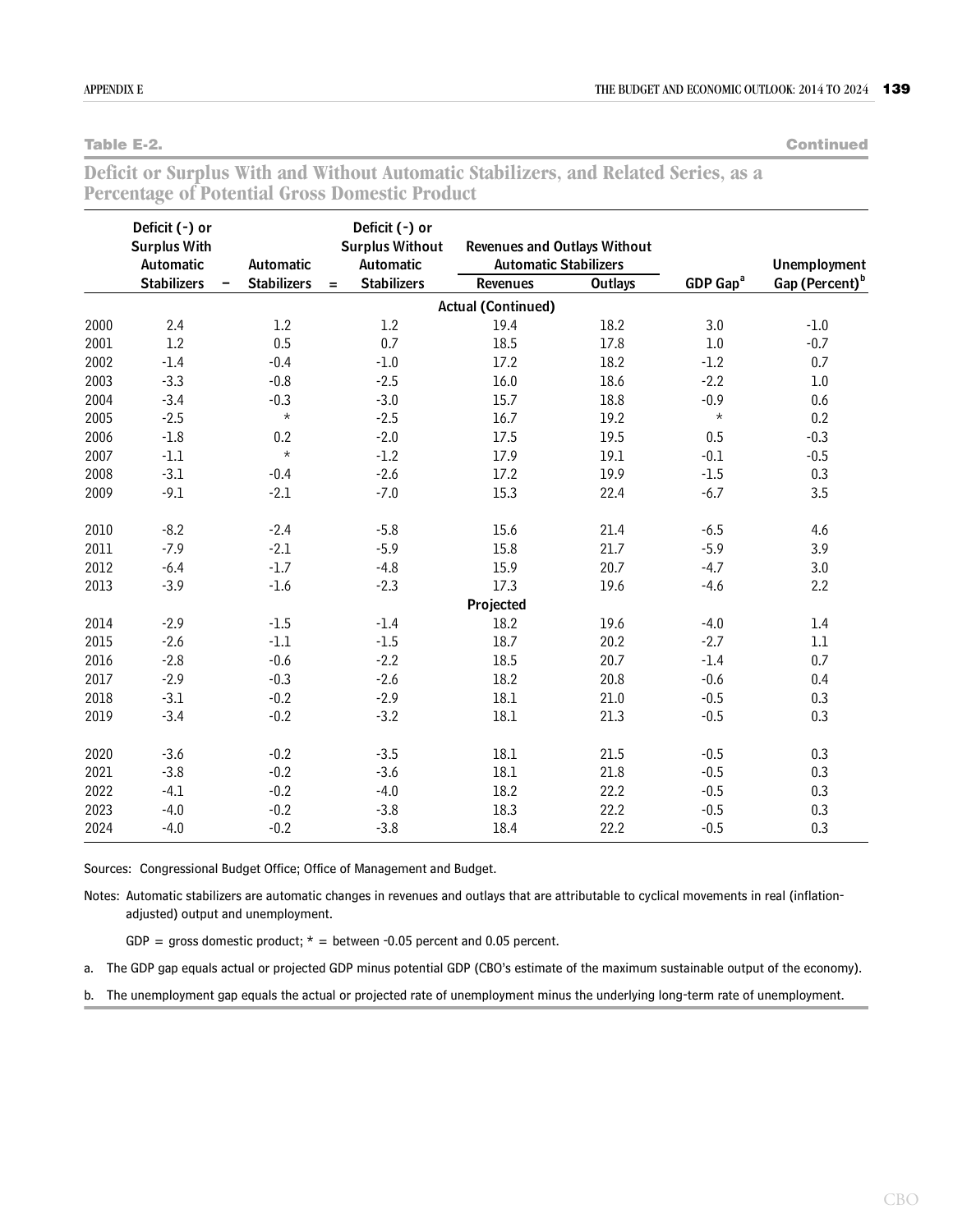**Table E-2.** **Continued**

## Deficit or Surplus With and Without Automatic Stabilizers, and Related Series, as a Percentage of Potential Gross Domestic Product

| | Deficit (-) or Surplus With Automatic Stabilizers | − Automatic Stabilizers | = Deficit (-) or Surplus Without Automatic Stabilizers | Revenues and Outlays Without Automatic Stabilizers: Revenues | Revenues and Outlays Without Automatic Stabilizers: Outlays | GDP Gap[a] | Unemployment Gap (Percent)[b] |
|---|---|---|---|---|---|---|---|
| | | | | **Actual (Continued)** | | | |
| 2000 | 2.4 | 1.2 | 1.2 | 19.4 | 18.2 | 3.0 | -1.0 |
| 2001 | 1.2 | 0.5 | 0.7 | 18.5 | 17.8 | 1.0 | -0.7 |
| 2002 | -1.4 | -0.4 | -1.0 | 17.2 | 18.2 | -1.2 | 0.7 |
| 2003 | -3.3 | -0.8 | -2.5 | 16.0 | 18.6 | -2.2 | 1.0 |
| 2004 | -3.4 | -0.3 | -3.0 | 15.7 | 18.8 | -0.9 | 0.6 |
| 2005 | -2.5 | * | -2.5 | 16.7 | 19.2 | * | 0.2 |
| 2006 | -1.8 | 0.2 | -2.0 | 17.5 | 19.5 | 0.5 | -0.3 |
| 2007 | -1.1 | * | -1.2 | 17.9 | 19.1 | -0.1 | -0.5 |
| 2008 | -3.1 | -0.4 | -2.6 | 17.2 | 19.9 | -1.5 | 0.3 |
| 2009 | -9.1 | -2.1 | -7.0 | 15.3 | 22.4 | -6.7 | 3.5 |
| 2010 | -8.2 | -2.4 | -5.8 | 15.6 | 21.4 | -6.5 | 4.6 |
| 2011 | -7.9 | -2.1 | -5.9 | 15.8 | 21.7 | -5.9 | 3.9 |
| 2012 | -6.4 | -1.7 | -4.8 | 15.9 | 20.7 | -4.7 | 3.0 |
| 2013 | -3.9 | -1.6 | -2.3 | 17.3 | 19.6 | -4.6 | 2.2 |
| | | | | **Projected** | | | |
| 2014 | -2.9 | -1.5 | -1.4 | 18.2 | 19.6 | -4.0 | 1.4 |
| 2015 | -2.6 | -1.1 | -1.5 | 18.7 | 20.2 | -2.7 | 1.1 |
| 2016 | -2.8 | -0.6 | -2.2 | 18.5 | 20.7 | -1.4 | 0.7 |
| 2017 | -2.9 | -0.3 | -2.6 | 18.2 | 20.8 | -0.6 | 0.4 |
| 2018 | -3.1 | -0.2 | -2.9 | 18.1 | 21.0 | -0.5 | 0.3 |
| 2019 | -3.4 | -0.2 | -3.2 | 18.1 | 21.3 | -0.5 | 0.3 |
| 2020 | -3.6 | -0.2 | -3.5 | 18.1 | 21.5 | -0.5 | 0.3 |
| 2021 | -3.8 | -0.2 | -3.6 | 18.1 | 21.8 | -0.5 | 0.3 |
| 2022 | -4.1 | -0.2 | -4.0 | 18.2 | 22.2 | -0.5 | 0.3 |
| 2023 | -4.0 | -0.2 | -3.8 | 18.3 | 22.2 | -0.5 | 0.3 |
| 2024 | -4.0 | -0.2 | -3.8 | 18.4 | 22.2 | -0.5 | 0.3 |

Sources: Congressional Budget Office; Office of Management and Budget.

Notes: Automatic stabilizers are automatic changes in revenues and outlays that are attributable to cyclical movements in real (inflation-adjusted) output and unemployment.

GDP = gross domestic product; * = between -0.05 percent and 0.05 percent.

a. The GDP gap equals actual or projected GDP minus potential GDP (CBO's estimate of the maximum sustainable output of the economy).

b. The unemployment gap equals the actual or projected rate of unemployment minus the underlying long-term rate of unemployment.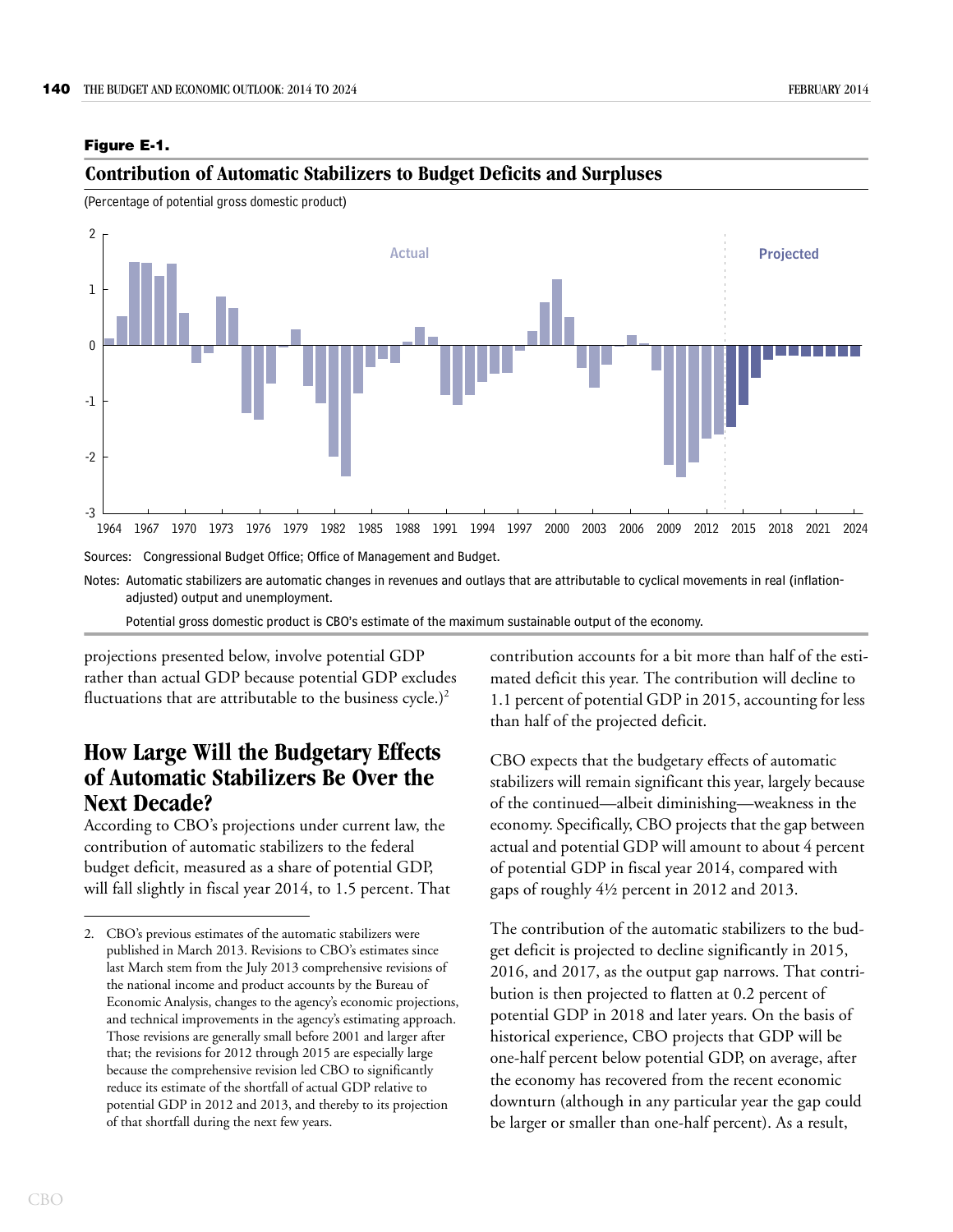**Figure E-1.**

## Contribution of Automatic Stabilizers to Budget Deficits and Surpluses

(Percentage of potential gross domestic product)

Sources: Congressional Budget Office; Office of Management and Budget.

Notes: Automatic stabilizers are automatic changes in revenues and outlays that are attributable to cyclical movements in real (inflation-adjusted) output and unemployment.

Potential gross domestic product is CBO's estimate of the maximum sustainable output of the economy.

projections presented below, involve potential GDP rather than actual GDP because potential GDP excludes fluctuations that are attributable to the business cycle.)[2]

## How Large Will the Budgetary Effects of Automatic Stabilizers Be Over the Next Decade?

According to CBO's projections under current law, the contribution of automatic stabilizers to the federal budget deficit, measured as a share of potential GDP, will fall slightly in fiscal year 2014, to 1.5 percent. That contribution accounts for a bit more than half of the estimated deficit this year. The contribution will decline to 1.1 percent of potential GDP in 2015, accounting for less than half of the projected deficit.

CBO expects that the budgetary effects of automatic stabilizers will remain significant this year, largely because of the continued—albeit diminishing—weakness in the economy. Specifically, CBO projects that the gap between actual and potential GDP will amount to about 4 percent of potential GDP in fiscal year 2014, compared with gaps of roughly 4½ percent in 2012 and 2013.

The contribution of the automatic stabilizers to the budget deficit is projected to decline significantly in 2015, 2016, and 2017, as the output gap narrows. That contribution is then projected to flatten at 0.2 percent of potential GDP in 2018 and later years. On the basis of historical experience, CBO projects that GDP will be one-half percent below potential GDP, on average, after the economy has recovered from the recent economic downturn (although in any particular year the gap could be larger or smaller than one-half percent). As a result,

2. CBO's previous estimates of the automatic stabilizers were published in March 2013. Revisions to CBO's estimates since last March stem from the July 2013 comprehensive revisions of the national income and product accounts by the Bureau of Economic Analysis, changes to the agency's economic projections, and technical improvements in the agency's estimating approach. Those revisions are generally small before 2001 and larger after that; the revisions for 2012 through 2015 are especially large because the comprehensive revision led CBO to significantly reduce its estimate of the shortfall of actual GDP relative to potential GDP in 2012 and 2013, and thereby to its projection of that shortfall during the next few years.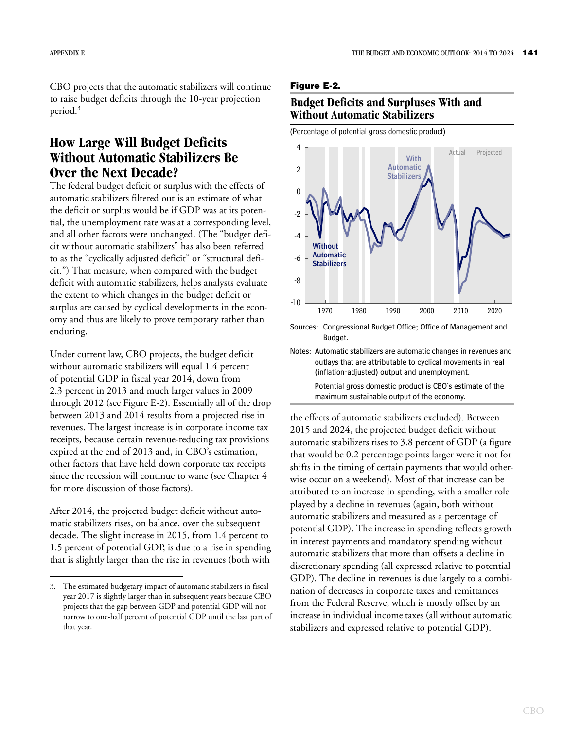CBO projects that the automatic stabilizers will continue to raise budget deficits through the 10-year projection period.[3]

## How Large Will Budget Deficits Without Automatic Stabilizers Be Over the Next Decade?

The federal budget deficit or surplus with the effects of automatic stabilizers filtered out is an estimate of what the deficit or surplus would be if GDP was at its potential, the unemployment rate was at a corresponding level, and all other factors were unchanged. (The "budget deficit without automatic stabilizers" has also been referred to as the "cyclically adjusted deficit" or "structural deficit.") That measure, when compared with the budget deficit with automatic stabilizers, helps analysts evaluate the extent to which changes in the budget deficit or surplus are caused by cyclical developments in the economy and thus are likely to prove temporary rather than enduring.

Under current law, CBO projects, the budget deficit without automatic stabilizers will equal 1.4 percent of potential GDP in fiscal year 2014, down from 2.3 percent in 2013 and much larger values in 2009 through 2012 (see Figure E-2). Essentially all of the drop between 2013 and 2014 results from a projected rise in revenues. The largest increase is in corporate income tax receipts, because certain revenue-reducing tax provisions expired at the end of 2013 and, in CBO's estimation, other factors that have held down corporate tax receipts since the recession will continue to wane (see Chapter 4 for more discussion of those factors).

After 2014, the projected budget deficit without automatic stabilizers rises, on balance, over the subsequent decade. The slight increase in 2015, from 1.4 percent to 1.5 percent of potential GDP, is due to a rise in spending that is slightly larger than the rise in revenues (both with the effects of automatic stabilizers excluded). Between 2015 and 2024, the projected budget deficit without automatic stabilizers rises to 3.8 percent of GDP (a figure that would be 0.2 percentage points larger were it not for shifts in the timing of certain payments that would otherwise occur on a weekend). Most of that increase can be attributed to an increase in spending, with a smaller role played by a decline in revenues (again, both without automatic stabilizers and measured as a percentage of potential GDP). The increase in spending reflects growth in interest payments and mandatory spending without automatic stabilizers that more than offsets a decline in discretionary spending (all expressed relative to potential GDP). The decline in revenues is due largely to a combination of decreases in corporate taxes and remittances from the Federal Reserve, which is mostly offset by an increase in individual income taxes (all without automatic stabilizers and expressed relative to potential GDP).

**Figure E-2.**

### Budget Deficits and Surpluses With and Without Automatic Stabilizers

(Percentage of potential gross domestic product)

Sources: Congressional Budget Office; Office of Management and Budget.

Notes: Automatic stabilizers are automatic changes in revenues and outlays that are attributable to cyclical movements in real (inflation-adjusted) output and unemployment.

Potential gross domestic product is CBO's estimate of the maximum sustainable output of the economy.

---

3. The estimated budgetary impact of automatic stabilizers in fiscal year 2017 is slightly larger than in subsequent years because CBO projects that the gap between GDP and potential GDP will not narrow to one-half percent of potential GDP until the last part of that year.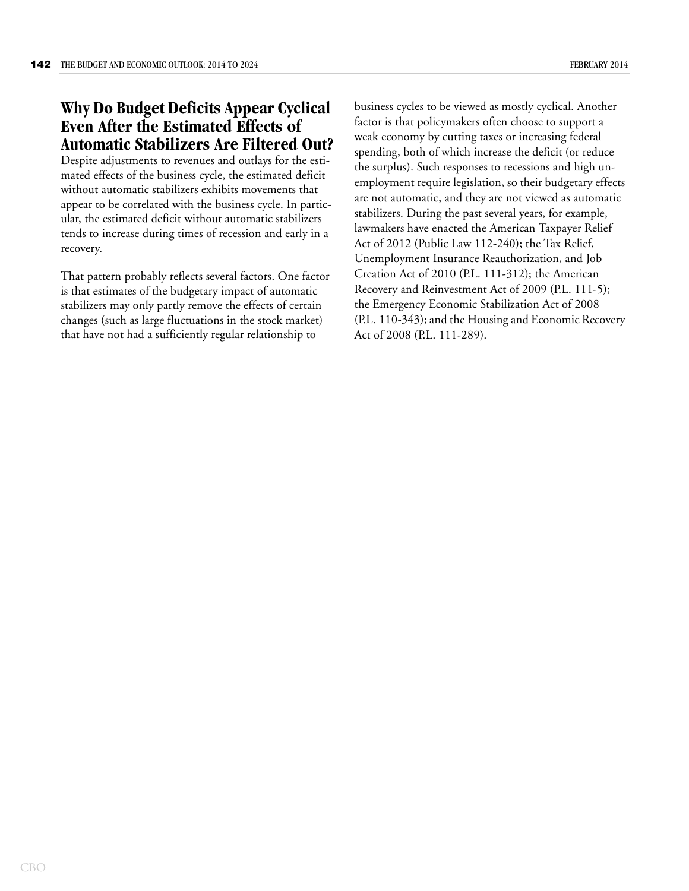## Why Do Budget Deficits Appear Cyclical Even After the Estimated Effects of Automatic Stabilizers Are Filtered Out?

Despite adjustments to revenues and outlays for the estimated effects of the business cycle, the estimated deficit without automatic stabilizers exhibits movements that appear to be correlated with the business cycle. In particular, the estimated deficit without automatic stabilizers tends to increase during times of recession and early in a recovery.

That pattern probably reflects several factors. One factor is that estimates of the budgetary impact of automatic stabilizers may only partly remove the effects of certain changes (such as large fluctuations in the stock market) that have not had a sufficiently regular relationship to business cycles to be viewed as mostly cyclical. Another factor is that policymakers often choose to support a weak economy by cutting taxes or increasing federal spending, both of which increase the deficit (or reduce the surplus). Such responses to recessions and high unemployment require legislation, so their budgetary effects are not automatic, and they are not viewed as automatic stabilizers. During the past several years, for example, lawmakers have enacted the American Taxpayer Relief Act of 2012 (Public Law 112-240); the Tax Relief, Unemployment Insurance Reauthorization, and Job Creation Act of 2010 (P.L. 111-312); the American Recovery and Reinvestment Act of 2009 (P.L. 111-5); the Emergency Economic Stabilization Act of 2008 (P.L. 110-343); and the Housing and Economic Recovery Act of 2008 (P.L. 111-289).